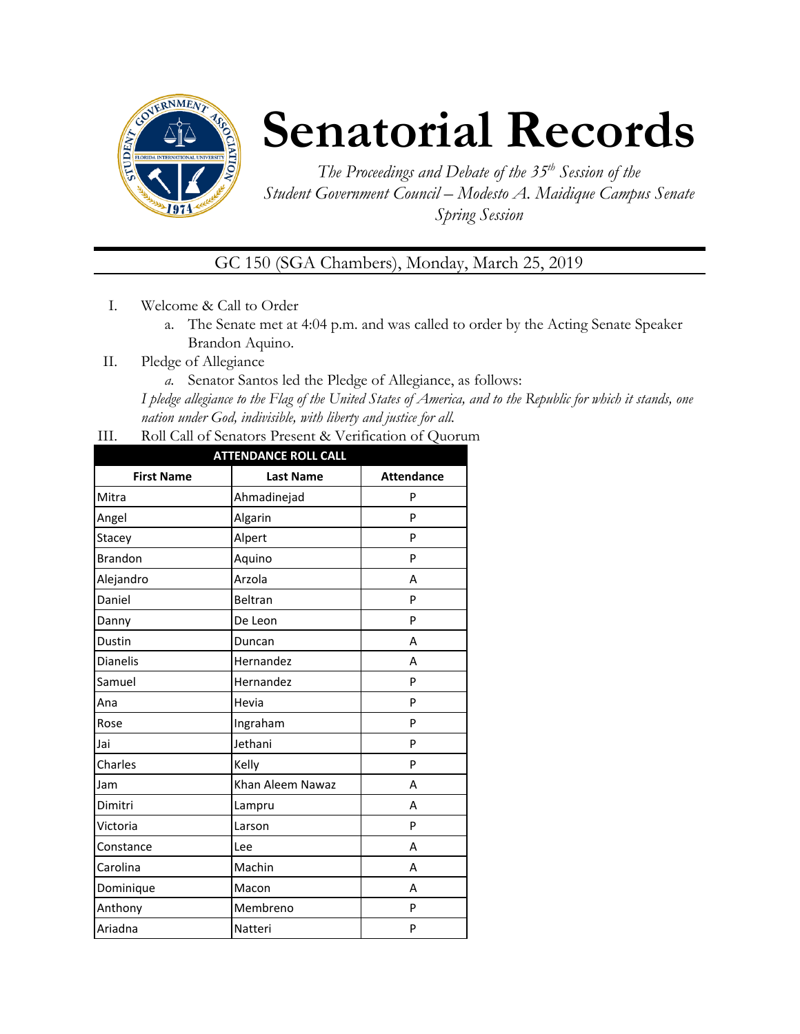# Senatorial Records

*The Proceedings and Debate of the 35th Session of the Student Government Council – Modesto A. Maidique Campus Senate Spring Session*

GC 150 (SGA Chambers), Monday, March 25, 2019

I. Welcome & Call to Order
   a. The Senate met at 4:04 p.m. and was called to order by the Acting Senate Speaker Brandon Aquino.

II. Pledge of Allegiance
   a. Senator Santos led the Pledge of Allegiance, as follows:

*I pledge allegiance to the Flag of the United States of America, and to the Republic for which it stands, one nation under God, indivisible, with liberty and justice for all.*

III. Roll Call of Senators Present & Verification of Quorum

| ATTENDANCE ROLL CALL | | |
|---|---|---|
| **First Name** | **Last Name** | **Attendance** |
| Mitra | Ahmadinejad | P |
| Angel | Algarin | P |
| Stacey | Alpert | P |
| Brandon | Aquino | P |
| Alejandro | Arzola | A |
| Daniel | Beltran | P |
| Danny | De Leon | P |
| Dustin | Duncan | A |
| Dianelis | Hernandez | A |
| Samuel | Hernandez | P |
| Ana | Hevia | P |
| Rose | Ingraham | P |
| Jai | Jethani | P |
| Charles | Kelly | P |
| Jam | Khan Aleem Nawaz | A |
| Dimitri | Lampru | A |
| Victoria | Larson | P |
| Constance | Lee | A |
| Carolina | Machin | A |
| Dominique | Macon | A |
| Anthony | Membreno | P |
| Ariadna | Natteri | P |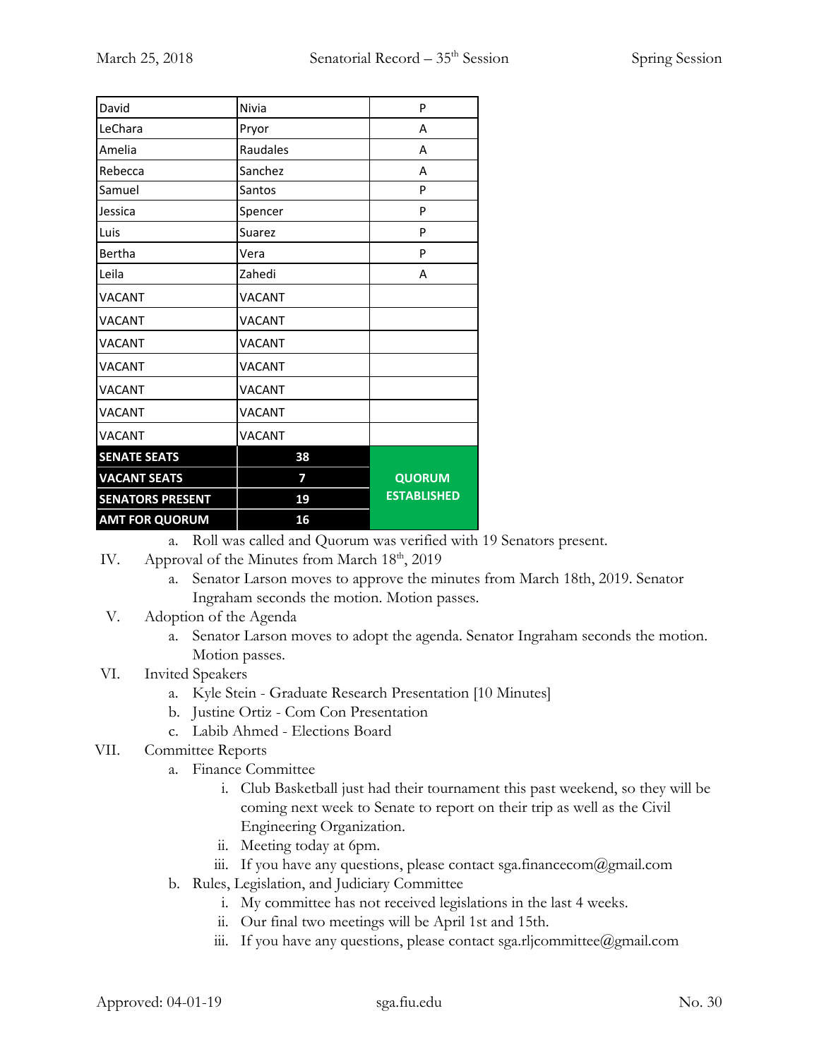| David | Nivia | P |
|---|---|---|
| LeChara | Pryor | A |
| Amelia | Raudales | A |
| Rebecca | Sanchez | A |
| Samuel | Santos | P |
| Jessica | Spencer | P |
| Luis | Suarez | P |
| Bertha | Vera | P |
| Leila | Zahedi | A |
| VACANT | VACANT | |
| VACANT | VACANT | |
| VACANT | VACANT | |
| VACANT | VACANT | |
| VACANT | VACANT | |
| VACANT | VACANT | |
| VACANT | VACANT | |
| **SENATE SEATS** | **38** | **QUORUM ESTABLISHED** |
| **VACANT SEATS** | **7** | |
| **SENATORS PRESENT** | **19** | |
| **AMT FOR QUORUM** | **16** | |

a. Roll was called and Quorum was verified with 19 Senators present.

IV. Approval of the Minutes from March 18th, 2019
   a. Senator Larson moves to approve the minutes from March 18th, 2019. Senator Ingraham seconds the motion. Motion passes.

V. Adoption of the Agenda
   a. Senator Larson moves to adopt the agenda. Senator Ingraham seconds the motion. Motion passes.

VI. Invited Speakers
   a. Kyle Stein - Graduate Research Presentation [10 Minutes]
   b. Justine Ortiz - Com Con Presentation
   c. Labib Ahmed - Elections Board

VII. Committee Reports
   a. Finance Committee
      i. Club Basketball just had their tournament this past weekend, so they will be coming next week to Senate to report on their trip as well as the Civil Engineering Organization.
      ii. Meeting today at 6pm.
      iii. If you have any questions, please contact sga.financecom@gmail.com
   b. Rules, Legislation, and Judiciary Committee
      i. My committee has not received legislations in the last 4 weeks.
      ii. Our final two meetings will be April 1st and 15th.
      iii. If you have any questions, please contact sga.rljcommittee@gmail.com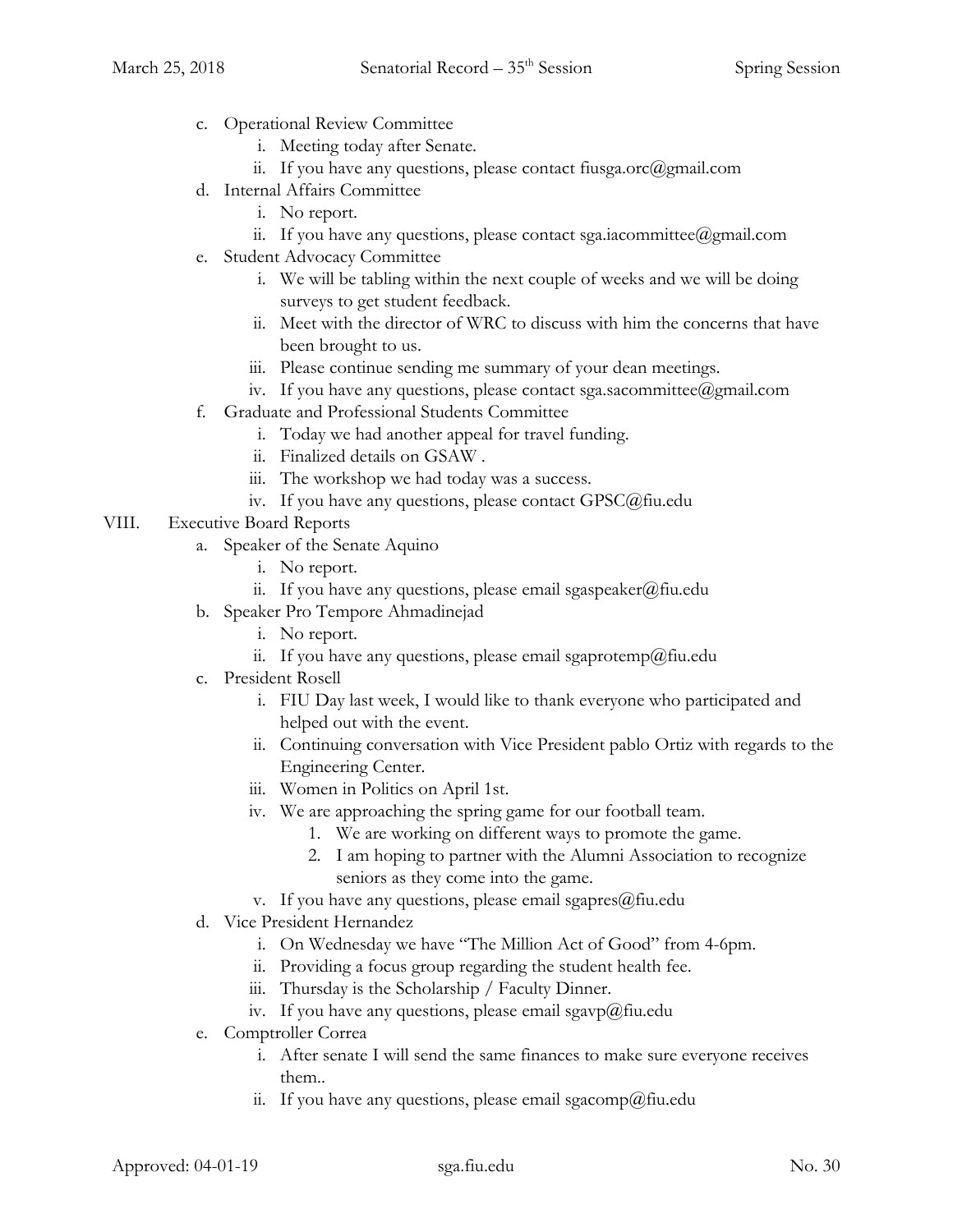c. Operational Review Committee
   i. Meeting today after Senate.
   ii. If you have any questions, please contact fiusga.orc@gmail.com

d. Internal Affairs Committee
   i. No report.
   ii. If you have any questions, please contact sga.iacommittee@gmail.com

e. Student Advocacy Committee
   i. We will be tabling within the next couple of weeks and we will be doing surveys to get student feedback.
   ii. Meet with the director of WRC to discuss with him the concerns that have been brought to us.
   iii. Please continue sending me summary of your dean meetings.
   iv. If you have any questions, please contact sga.sacommittee@gmail.com

f. Graduate and Professional Students Committee
   i. Today we had another appeal for travel funding.
   ii. Finalized details on GSAW .
   iii. The workshop we had today was a success.
   iv. If you have any questions, please contact GPSC@fiu.edu

VIII. Executive Board Reports

a. Speaker of the Senate Aquino
   i. No report.
   ii. If you have any questions, please email sgaspeaker@fiu.edu

b. Speaker Pro Tempore Ahmadinejad
   i. No report.
   ii. If you have any questions, please email sgaprotemp@fiu.edu

c. President Rosell
   i. FIU Day last week, I would like to thank everyone who participated and helped out with the event.
   ii. Continuing conversation with Vice President pablo Ortiz with regards to the Engineering Center.
   iii. Women in Politics on April 1st.
   iv. We are approaching the spring game for our football team.
      1. We are working on different ways to promote the game.
      2. I am hoping to partner with the Alumni Association to recognize seniors as they come into the game.
   v. If you have any questions, please email sgapres@fiu.edu

d. Vice President Hernandez
   i. On Wednesday we have "The Million Act of Good" from 4-6pm.
   ii. Providing a focus group regarding the student health fee.
   iii. Thursday is the Scholarship / Faculty Dinner.
   iv. If you have any questions, please email sgavp@fiu.edu

e. Comptroller Correa
   i. After senate I will send the same finances to make sure everyone receives them..
   ii. If you have any questions, please email sgacomp@fiu.edu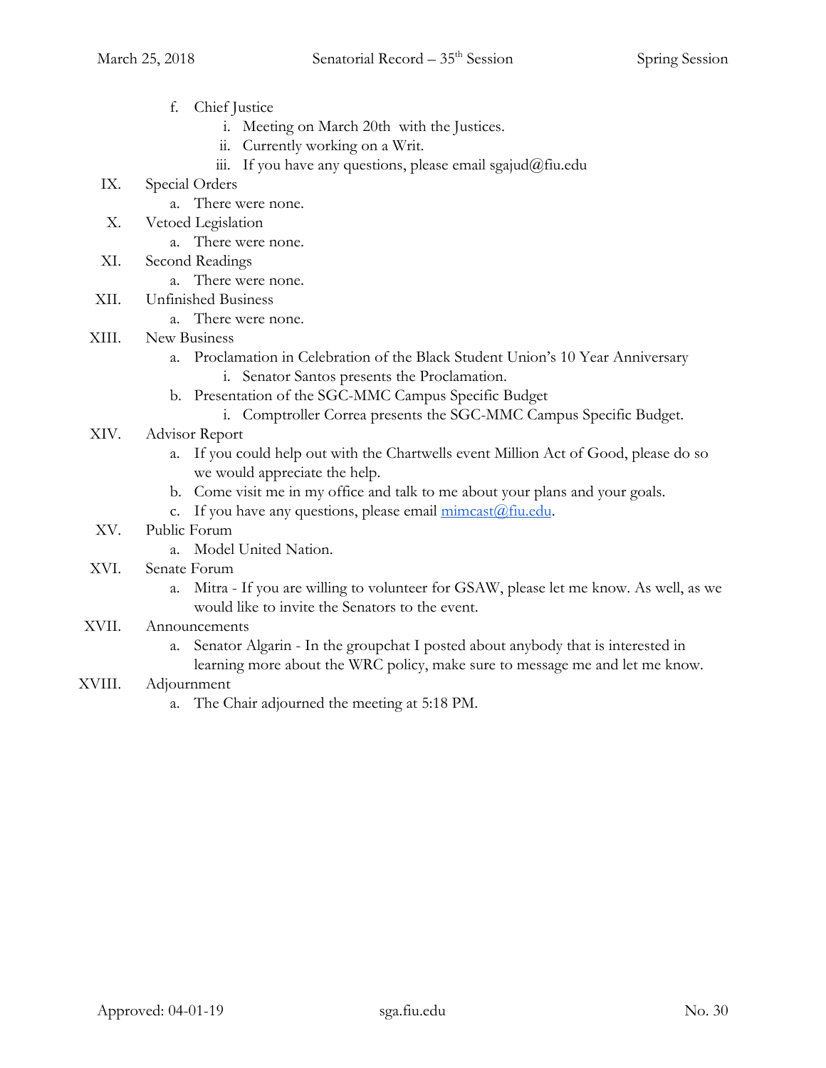f. Chief Justice
   i. Meeting on March 20th with the Justices.
   ii. Currently working on a Writ.
   iii. If you have any questions, please email sgajud@fiu.edu

IX. Special Orders
   a. There were none.

X. Vetoed Legislation
   a. There were none.

XI. Second Readings
   a. There were none.

XII. Unfinished Business
   a. There were none.

XIII. New Business
   a. Proclamation in Celebration of the Black Student Union's 10 Year Anniversary
      i. Senator Santos presents the Proclamation.
   b. Presentation of the SGC-MMC Campus Specific Budget
      i. Comptroller Correa presents the SGC-MMC Campus Specific Budget.

XIV. Advisor Report
   a. If you could help out with the Chartwells event Million Act of Good, please do so we would appreciate the help.
   b. Come visit me in my office and talk to me about your plans and your goals.
   c. If you have any questions, please email mimcast@fiu.edu.

XV. Public Forum
   a. Model United Nation.

XVI. Senate Forum
   a. Mitra - If you are willing to volunteer for GSAW, please let me know. As well, as we would like to invite the Senators to the event.

XVII. Announcements
   a. Senator Algarin - In the groupchat I posted about anybody that is interested in learning more about the WRC policy, make sure to message me and let me know.

XVIII. Adjournment
   a. The Chair adjourned the meeting at 5:18 PM.

Approved: 04-01-19